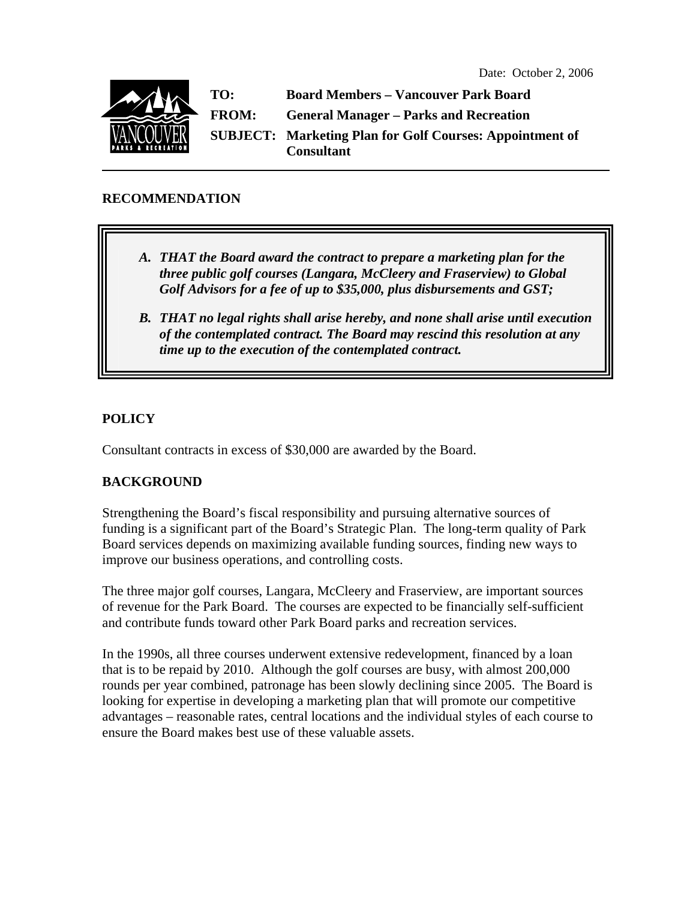Date: October 2, 2006

**TO:** Board Members – Vancouver Park Board

**FROM:** General Manager – Parks and Recreation

**SUBJECT:** Marketing Plan for Golf Courses: Appointment of Consultant

---

## RECOMMENDATION

> ***A. THAT the Board award the contract to prepare a marketing plan for the three public golf courses (Langara, McCleery and Fraserview) to Global Golf Advisors for a fee of up to $35,000, plus disbursements and GST;***
>
> ***B. THAT no legal rights shall arise hereby, and none shall arise until execution of the contemplated contract. The Board may rescind this resolution at any time up to the execution of the contemplated contract.***

## POLICY

Consultant contracts in excess of $30,000 are awarded by the Board.

## BACKGROUND

Strengthening the Board's fiscal responsibility and pursuing alternative sources of funding is a significant part of the Board's Strategic Plan. The long-term quality of Park Board services depends on maximizing available funding sources, finding new ways to improve our business operations, and controlling costs.

The three major golf courses, Langara, McCleery and Fraserview, are important sources of revenue for the Park Board. The courses are expected to be financially self-sufficient and contribute funds toward other Park Board parks and recreation services.

In the 1990s, all three courses underwent extensive redevelopment, financed by a loan that is to be repaid by 2010. Although the golf courses are busy, with almost 200,000 rounds per year combined, patronage has been slowly declining since 2005. The Board is looking for expertise in developing a marketing plan that will promote our competitive advantages – reasonable rates, central locations and the individual styles of each course to ensure the Board makes best use of these valuable assets.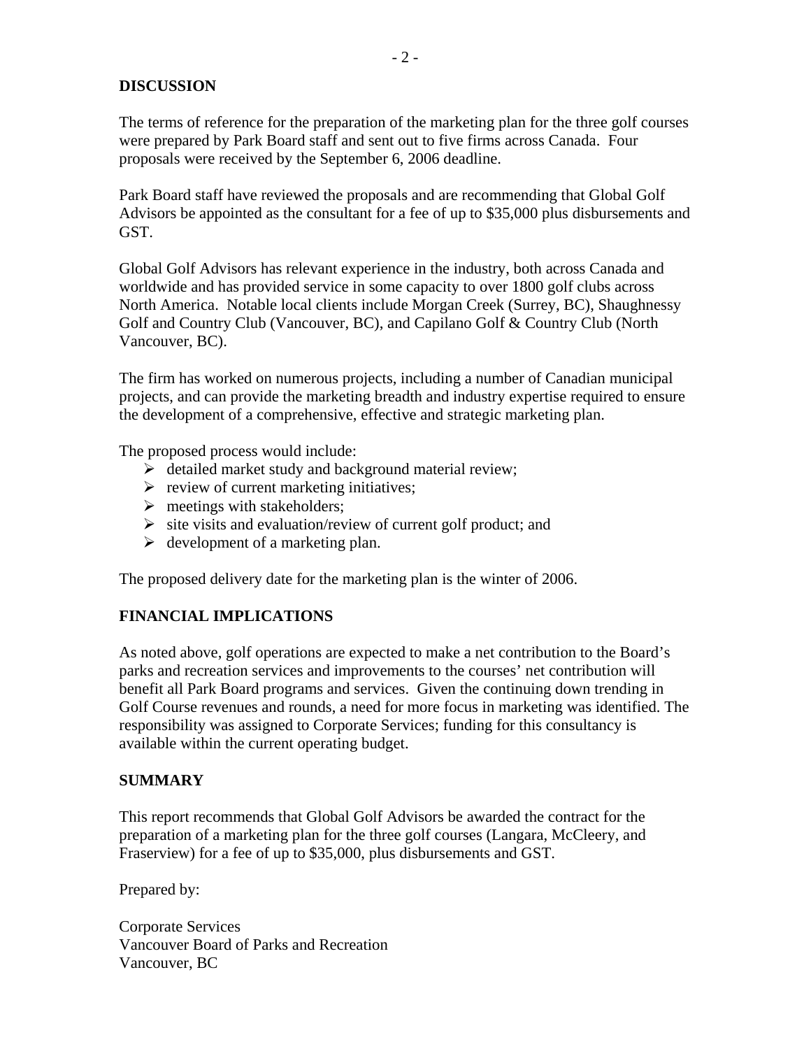## DISCUSSION

The terms of reference for the preparation of the marketing plan for the three golf courses were prepared by Park Board staff and sent out to five firms across Canada. Four proposals were received by the September 6, 2006 deadline.

Park Board staff have reviewed the proposals and are recommending that Global Golf Advisors be appointed as the consultant for a fee of up to $35,000 plus disbursements and GST.

Global Golf Advisors has relevant experience in the industry, both across Canada and worldwide and has provided service in some capacity to over 1800 golf clubs across North America. Notable local clients include Morgan Creek (Surrey, BC), Shaughnessy Golf and Country Club (Vancouver, BC), and Capilano Golf & Country Club (North Vancouver, BC).

The firm has worked on numerous projects, including a number of Canadian municipal projects, and can provide the marketing breadth and industry expertise required to ensure the development of a comprehensive, effective and strategic marketing plan.

The proposed process would include:

- detailed market study and background material review;
- review of current marketing initiatives;
- meetings with stakeholders;
- site visits and evaluation/review of current golf product; and
- development of a marketing plan.

The proposed delivery date for the marketing plan is the winter of 2006.

## FINANCIAL IMPLICATIONS

As noted above, golf operations are expected to make a net contribution to the Board's parks and recreation services and improvements to the courses' net contribution will benefit all Park Board programs and services. Given the continuing down trending in Golf Course revenues and rounds, a need for more focus in marketing was identified. The responsibility was assigned to Corporate Services; funding for this consultancy is available within the current operating budget.

## SUMMARY

This report recommends that Global Golf Advisors be awarded the contract for the preparation of a marketing plan for the three golf courses (Langara, McCleery, and Fraserview) for a fee of up to $35,000, plus disbursements and GST.

Prepared by:

Corporate Services
Vancouver Board of Parks and Recreation
Vancouver, BC